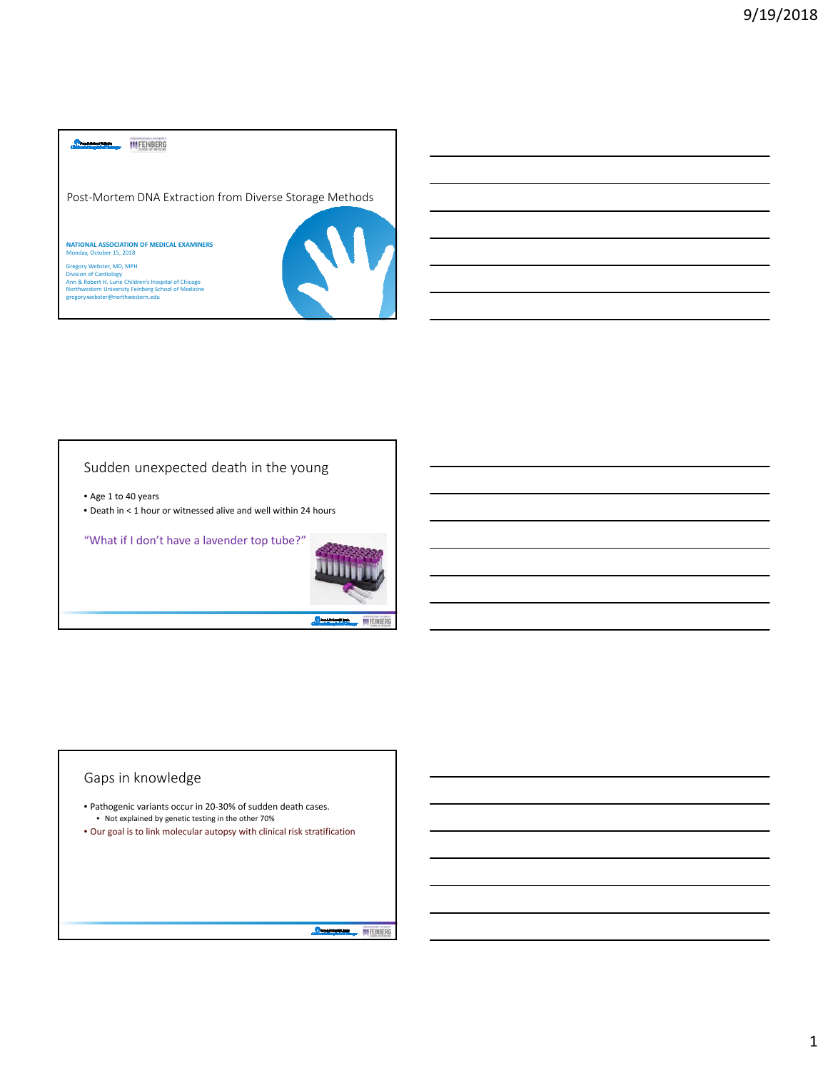# Post-Mortem DNA Extraction from Diverse Storage Methods

**NATIONAL ASSOCIATION OF MEDICAL EXAMINERS**
Monday, October 15, 2018

Gregory Webster, MD, MPH
Division of Cardiology
Ann & Robert H. Lurie Children's Hospital of Chicago
Northwestern University Feinberg School of Medicine
gregory.webster@northwestern.edu

## Sudden unexpected death in the young

- Age 1 to 40 years
- Death in < 1 hour or witnessed alive and well within 24 hours

"What if I don't have a lavender top tube?"

## Gaps in knowledge

- Pathogenic variants occur in 20-30% of sudden death cases.
  - Not explained by genetic testing in the other 70%
- Our goal is to link molecular autopsy with clinical risk stratification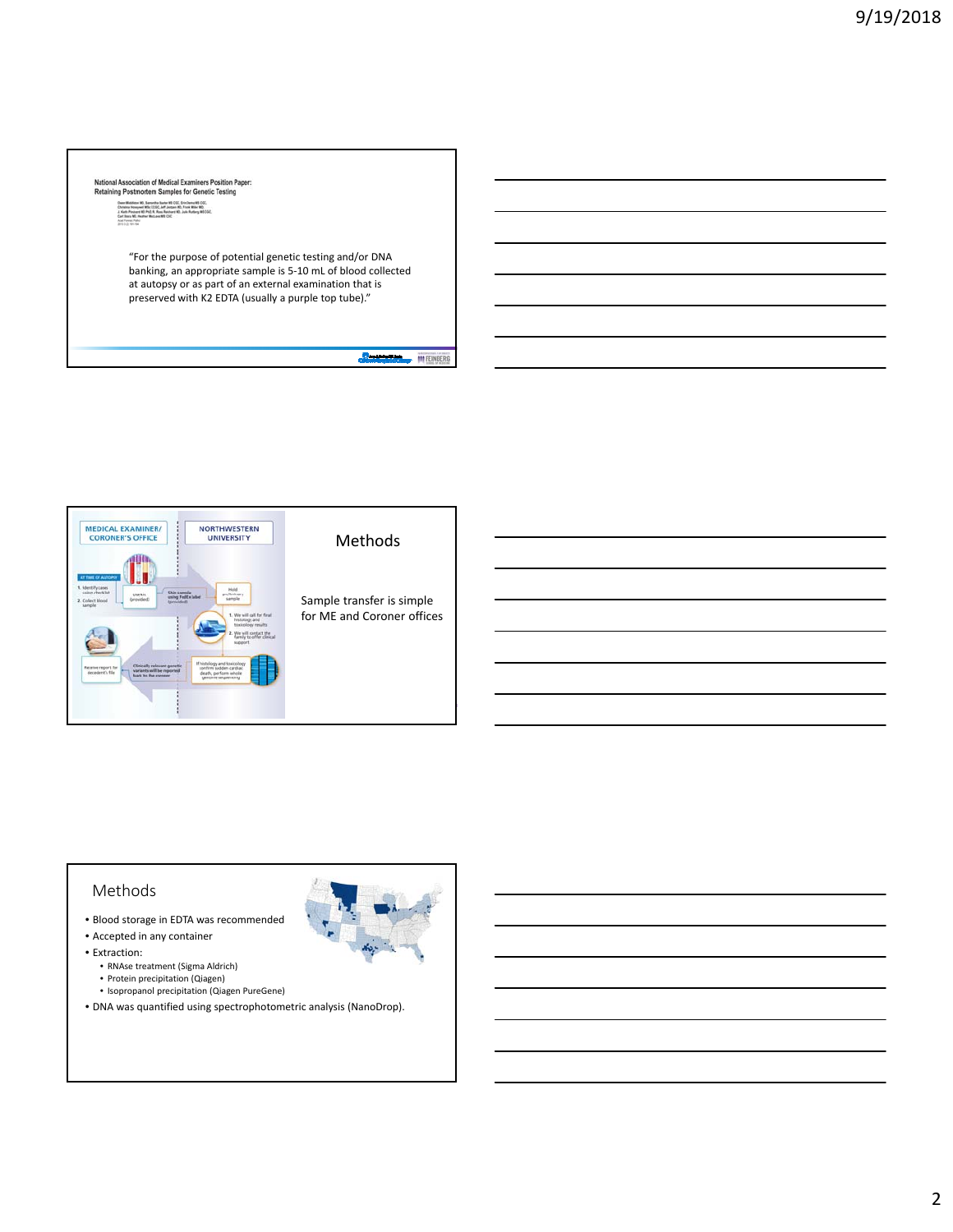National Association of Medical Examiners Position Paper: Retaining Postmortem Samples for Genetic Testing

"For the purpose of potential genetic testing and/or DNA banking, an appropriate sample is 5-10 mL of blood collected at autopsy or as part of an external examination that is preserved with K2 EDTA (usually a purple top tube)."

## Methods

Sample transfer is simple for ME and Coroner offices

## Methods

- Blood storage in EDTA was recommended
- Accepted in any container
- Extraction:
  - RNAse treatment (Sigma Aldrich)
  - Protein precipitation (Qiagen)
  - Isopropanol precipitation (Qiagen PureGene)
- DNA was quantified using spectrophotometric analysis (NanoDrop).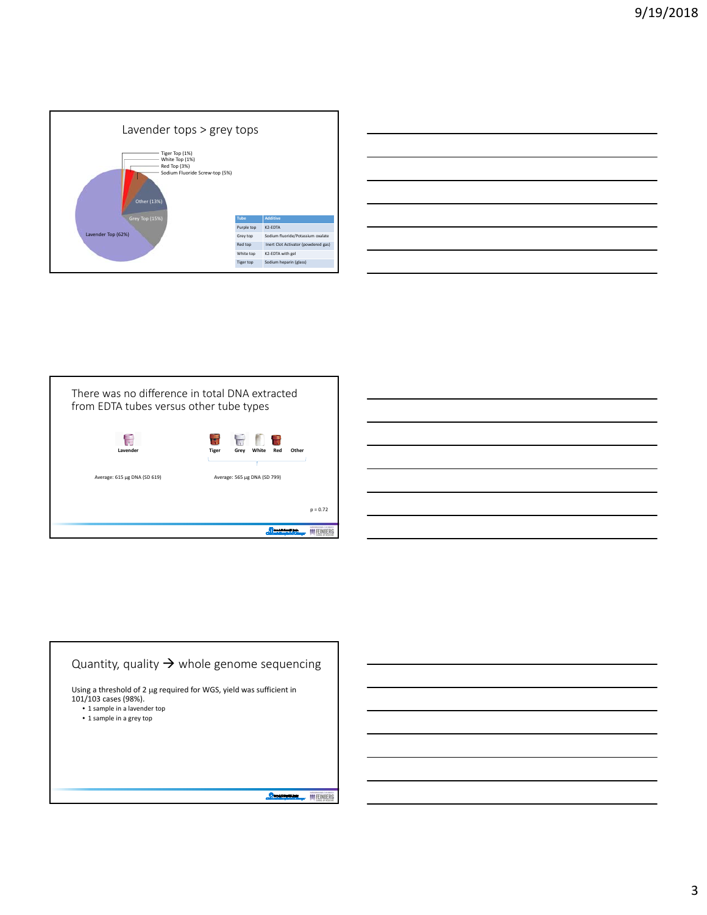## Lavender tops > grey tops

Tiger Top (1%)
White Top (1%)
Red Top (3%)
Sodium Fluoride Screw-top (5%)
Other (13%)
Grey Top (15%)
Lavender Top (62%)

| Tube | Additive |
|---|---|
| Purple top | K2-EDTA |
| Grey top | Sodium fluoride/Potassium oxalate |
| Red top | Inert Clot Activator (powdered gas) |
| White top | K2-EDTA with gel |
| Tiger top | Sodium heparin (glass) |

## There was no difference in total DNA extracted from EDTA tubes versus other tube types

Lavender

Tiger Grey White Red Other

Average: 615 μg DNA (SD 619)

Average: 565 μg DNA (SD 799)

$p = 0.72$

## Quantity, quality → whole genome sequencing

Using a threshold of 2 μg required for WGS, yield was sufficient in 101/103 cases (98%).

- 1 sample in a lavender top
- 1 sample in a grey top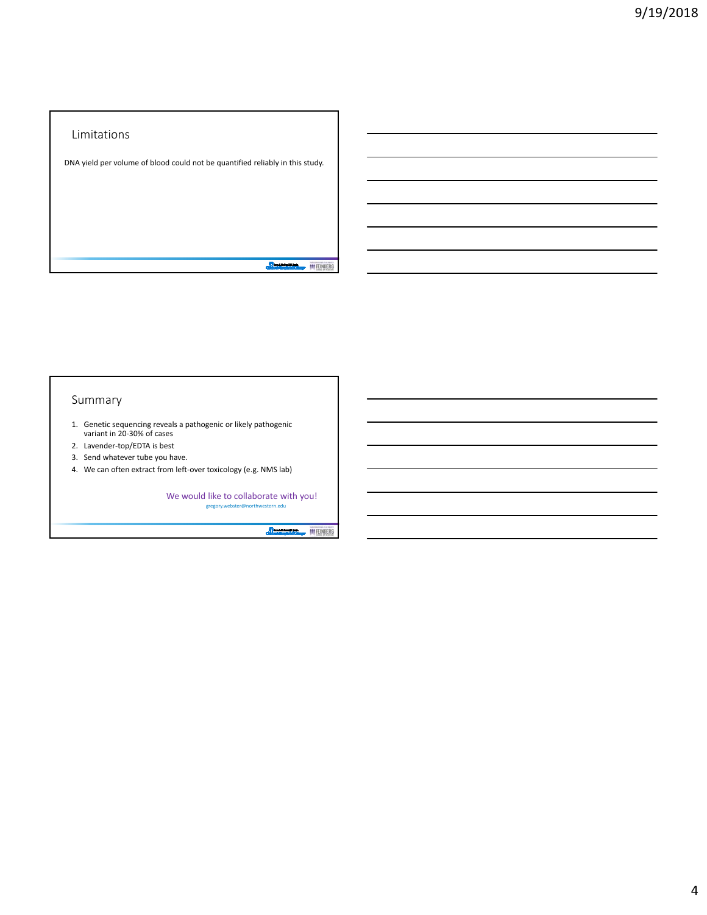## Limitations

DNA yield per volume of blood could not be quantified reliably in this study.

## Summary

1. Genetic sequencing reveals a pathogenic or likely pathogenic variant in 20-30% of cases
2. Lavender-top/EDTA is best
3. Send whatever tube you have.
4. We can often extract from left-over toxicology (e.g. NMS lab)

We would like to collaborate with you!

gregory.webster@northwestern.edu